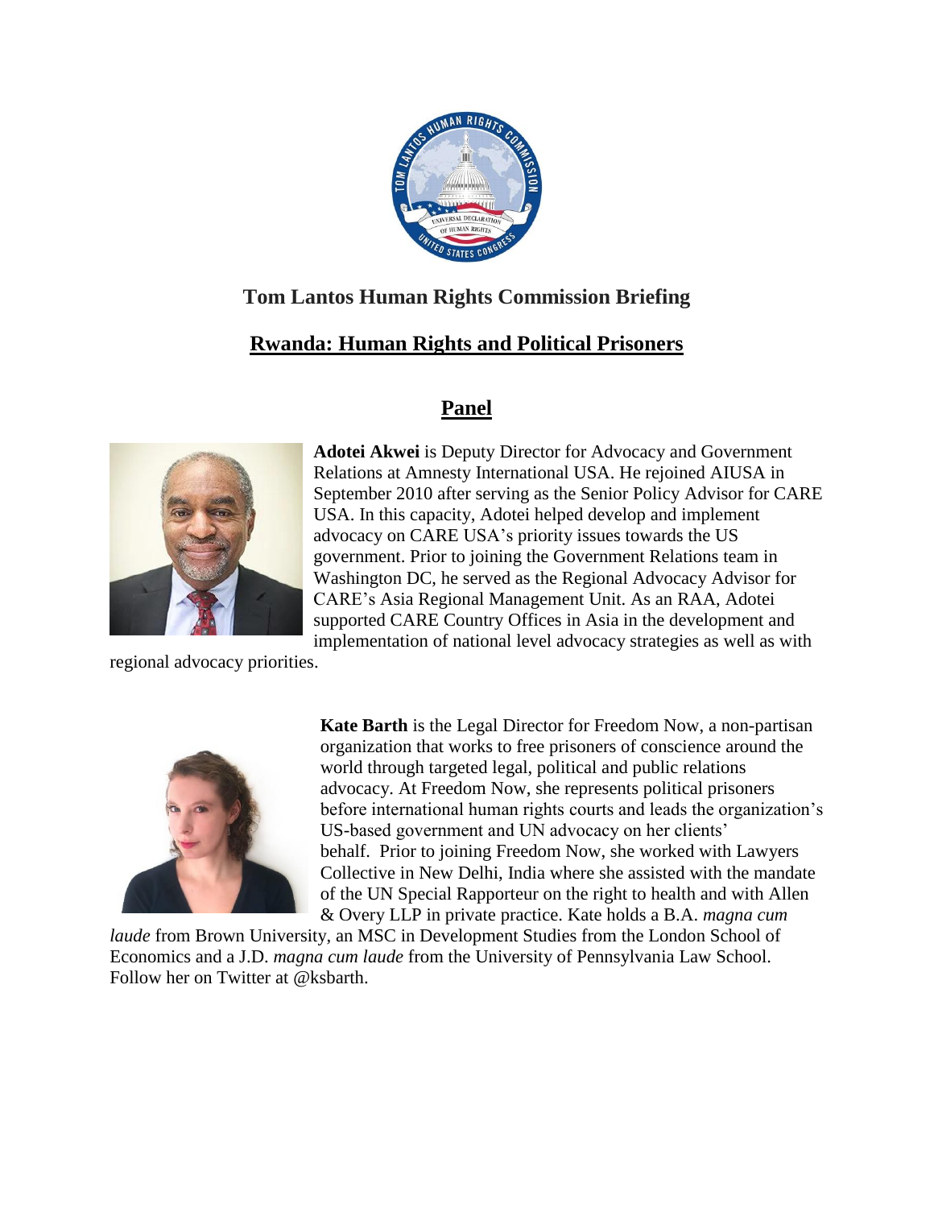## Tom Lantos Human Rights Commission Briefing

## Rwanda: Human Rights and Political Prisoners

## Panel

**Adotei Akwei** is Deputy Director for Advocacy and Government Relations at Amnesty International USA. He rejoined AIUSA in September 2010 after serving as the Senior Policy Advisor for CARE USA. In this capacity, Adotei helped develop and implement advocacy on CARE USA's priority issues towards the US government. Prior to joining the Government Relations team in Washington DC, he served as the Regional Advocacy Advisor for CARE's Asia Regional Management Unit. As an RAA, Adotei supported CARE Country Offices in Asia in the development and implementation of national level advocacy strategies as well as with regional advocacy priorities.

**Kate Barth** is the Legal Director for Freedom Now, a non-partisan organization that works to free prisoners of conscience around the world through targeted legal, political and public relations advocacy. At Freedom Now, she represents political prisoners before international human rights courts and leads the organization's US-based government and UN advocacy on her clients' behalf. Prior to joining Freedom Now, she worked with Lawyers Collective in New Delhi, India where she assisted with the mandate of the UN Special Rapporteur on the right to health and with Allen & Overy LLP in private practice. Kate holds a B.A. *magna cum laude* from Brown University, an MSC in Development Studies from the London School of Economics and a J.D. *magna cum laude* from the University of Pennsylvania Law School. Follow her on Twitter at @ksbarth.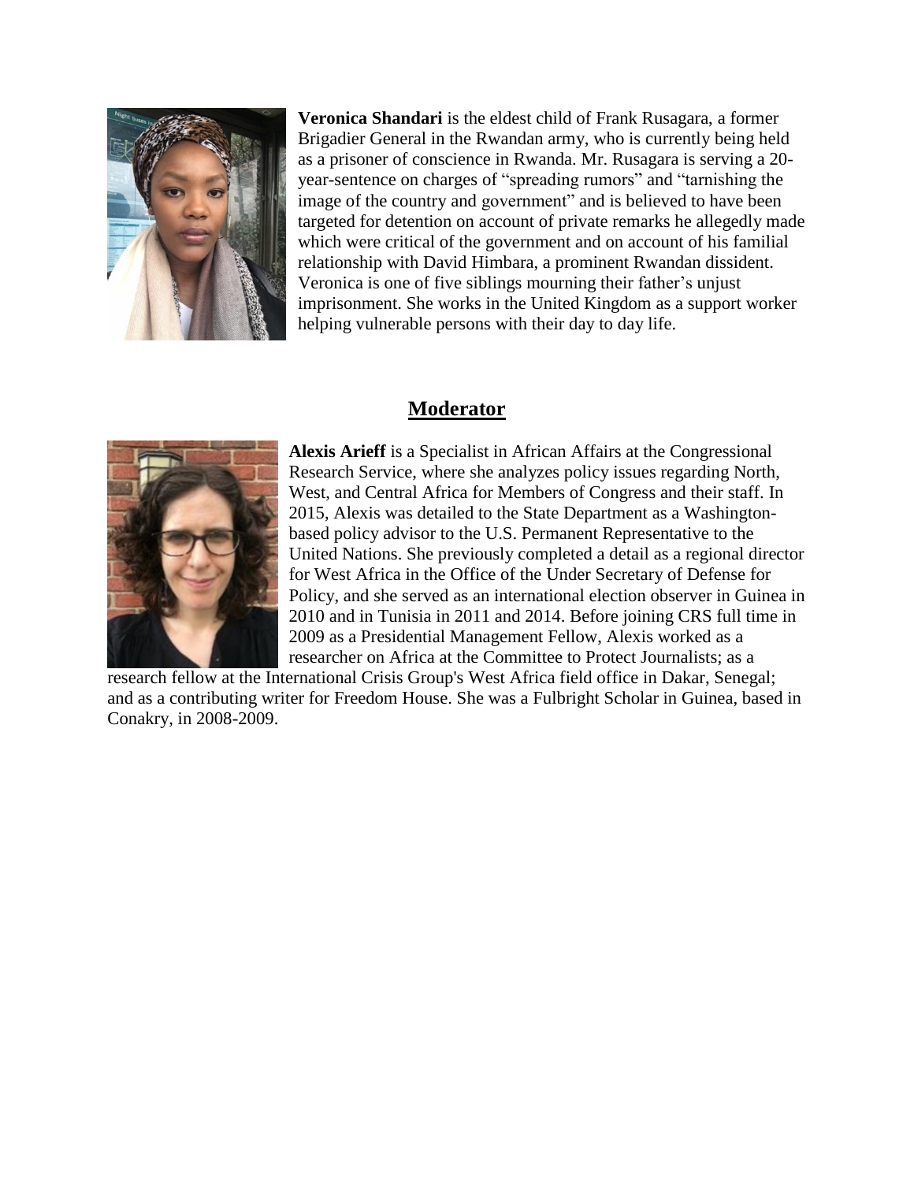**Veronica Shandari** is the eldest child of Frank Rusagara, a former Brigadier General in the Rwandan army, who is currently being held as a prisoner of conscience in Rwanda. Mr. Rusagara is serving a 20-year-sentence on charges of "spreading rumors" and "tarnishing the image of the country and government" and is believed to have been targeted for detention on account of private remarks he allegedly made which were critical of the government and on account of his familial relationship with David Himbara, a prominent Rwandan dissident. Veronica is one of five siblings mourning their father's unjust imprisonment. She works in the United Kingdom as a support worker helping vulnerable persons with their day to day life.

## Moderator

**Alexis Arieff** is a Specialist in African Affairs at the Congressional Research Service, where she analyzes policy issues regarding North, West, and Central Africa for Members of Congress and their staff. In 2015, Alexis was detailed to the State Department as a Washington-based policy advisor to the U.S. Permanent Representative to the United Nations. She previously completed a detail as a regional director for West Africa in the Office of the Under Secretary of Defense for Policy, and she served as an international election observer in Guinea in 2010 and in Tunisia in 2011 and 2014. Before joining CRS full time in 2009 as a Presidential Management Fellow, Alexis worked as a researcher on Africa at the Committee to Protect Journalists; as a research fellow at the International Crisis Group's West Africa field office in Dakar, Senegal; and as a contributing writer for Freedom House. She was a Fulbright Scholar in Guinea, based in Conakry, in 2008-2009.